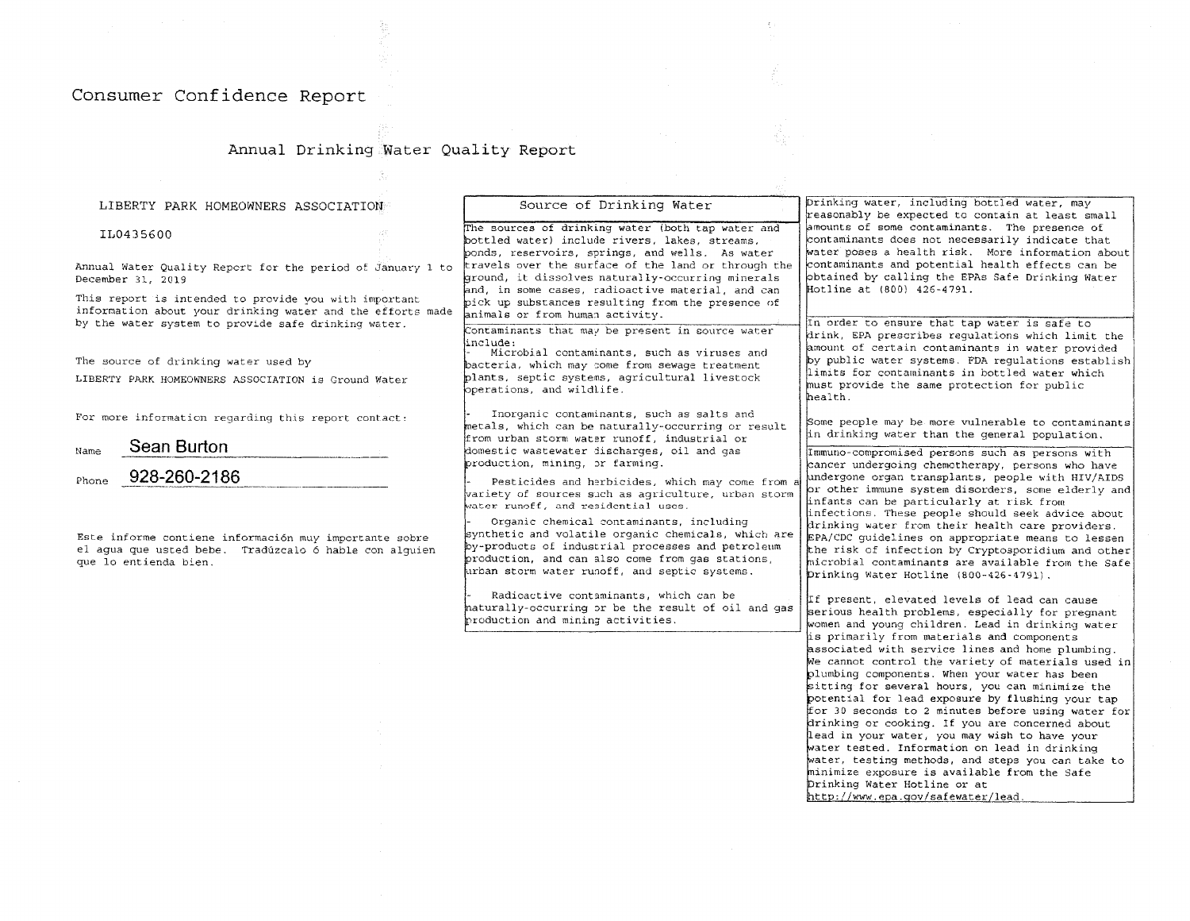# Consumer Confidence Report

## Annual Drinking Water Quality Report

LIBERTY PARK HOMEOWNERS ASSOCIATION

IL0435600

Annual Water Quality Report for the period of January 1 to December 31, 2019

This report is intended to provide you with important information about your drinking water and the efforts made by the water system to provide safe drinking water.

The source of drinking water used by LIBERTY PARK HOMEOWNERS ASSOCIATION is Ground Water

For more information regarding this report contact:

Name **Sean Burton**

Phone **928-260-2186**

Este informe contiene información muy importante sobre el agua que usted bebe. Tradúzcalo ó hable con alguien que lo entienda bien.

### Source of Drinking Water

The sources of drinking water (both tap water and bottled water) include rivers, lakes, streams, ponds, reservoirs, springs, and wells. As water travels over the surface of the land or through the ground, it dissolves naturally-occurring minerals and, in some cases, radioactive material, and can pick up substances resulting from the presence of animals or from human activity.

Contaminants that may be present in source water include:

- Microbial contaminants, such as viruses and bacteria, which may come from sewage treatment plants, septic systems, agricultural livestock operations, and wildlife.
- Inorganic contaminants, such as salts and metals, which can be naturally-occurring or result from urban storm water runoff, industrial or domestic wastewater discharges, oil and gas production, mining, or farming.
- Pesticides and herbicides, which may come from a variety of sources such as agriculture, urban storm water runoff, and residential uses.
- Organic chemical contaminants, including synthetic and volatile organic chemicals, which are by-products of industrial processes and petroleum production, and can also come from gas stations, urban storm water runoff, and septic systems.
- Radioactive contaminants, which can be naturally-occurring or be the result of oil and gas production and mining activities.

Drinking water, including bottled water, may reasonably be expected to contain at least small amounts of some contaminants. The presence of contaminants does not necessarily indicate that water poses a health risk. More information about contaminants and potential health effects can be obtained by calling the EPAs Safe Drinking Water Hotline at (800) 426-4791.

In order to ensure that tap water is safe to drink, EPA prescribes regulations which limit the amount of certain contaminants in water provided by public water systems. FDA regulations establish limits for contaminants in bottled water which must provide the same protection for public health.

Some people may be more vulnerable to contaminants in drinking water than the general population.

Immuno-compromised persons such as persons with cancer undergoing chemotherapy, persons who have undergone organ transplants, people with HIV/AIDS or other immune system disorders, some elderly and infants can be particularly at risk from infections. These people should seek advice about drinking water from their health care providers. EPA/CDC guidelines on appropriate means to lessen the risk of infection by Cryptosporidium and other microbial contaminants are available from the Safe Drinking Water Hotline (800-426-4791).

If present, elevated levels of lead can cause serious health problems, especially for pregnant women and young children. Lead in drinking water is primarily from materials and components associated with service lines and home plumbing. We cannot control the variety of materials used in plumbing components. When your water has been sitting for several hours, you can minimize the potential for lead exposure by flushing your tap for 30 seconds to 2 minutes before using water for drinking or cooking. If you are concerned about lead in your water, you may wish to have your water tested. Information on lead in drinking water, testing methods, and steps you can take to minimize exposure is available from the Safe Drinking Water Hotline or at http://www.epa.gov/safewater/lead.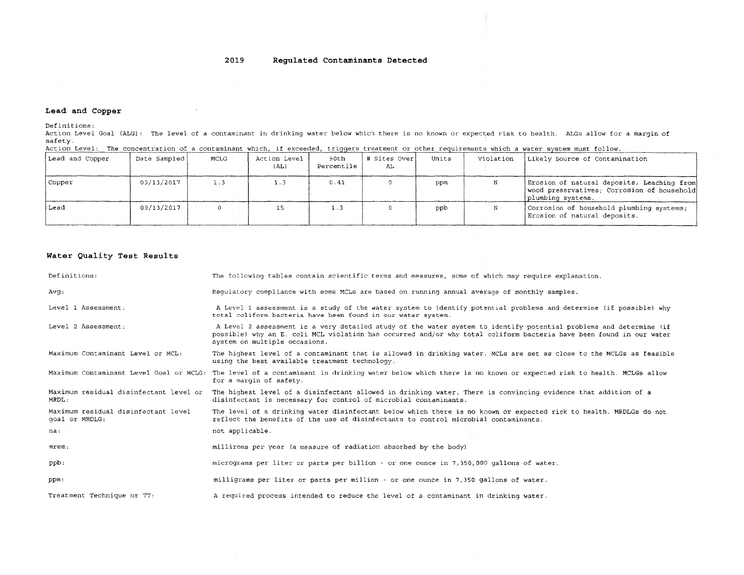## 2019 Regulated Contaminants Detected

### Lead and Copper

Definitions:
Action Level Goal (ALG): The level of a contaminant in drinking water below which there is no known or expected risk to health. ALGs allow for a margin of safety.
Action Level: The concentration of a contaminant which, if exceeded, triggers treatment or other requirements which a water system must follow.

| Lead and Copper | Date Sampled | MCLG | Action Level (AL) | 90th Percentile | # Sites Over AL | Units | Violation | Likely Source of Contamination |
|---|---|---|---|---|---|---|---|---|
| Copper | 09/13/2017 | 1.3 | 1.3 | 0.41 | 0 | ppm | N | Erosion of natural deposits; Leaching from wood preservatives; Corrosion of household plumbing systems. |
| Lead | 09/13/2017 | 0 | 15 | 1.3 | 0 | ppb | N | Corrosion of household plumbing systems; Erosion of natural deposits. |

### Water Quality Test Results

| | |
|---|---|
| Definitions: | The following tables contain scientific terms and measures, some of which may require explanation. |
| Avg: | Regulatory compliance with some MCLs are based on running annual average of monthly samples. |
| Level 1 Assessment: | A Level 1 assessment is a study of the water system to identify potential problems and determine (if possible) why total coliform bacteria have been found in our water system. |
| Level 2 Assessment: | A Level 2 assessment is a very detailed study of the water system to identify potential problems and determine (if possible) why an E. coli MCL violation has occurred and/or why total coliform bacteria have been found in our water system on multiple occasions. |
| Maximum Contaminant Level or MCL: | The highest level of a contaminant that is allowed in drinking water. MCLs are set as close to the MCLGs as feasible using the best available treatment technology. |
| Maximum Contaminant Level Goal or MCLG: | The level of a contaminant in drinking water below which there is no known or expected risk to health. MCLGs allow for a margin of safety. |
| Maximum residual disinfectant level or MRDL: | The highest level of a disinfectant allowed in drinking water. There is convincing evidence that addition of a disinfectant is necessary for control of microbial contaminants. |
| Maximum residual disinfectant level goal or MRDLG: | The level of a drinking water disinfectant below which there is no known or expected risk to health. MRDLGs do not reflect the benefits of the use of disinfectants to control microbial contaminants. |
| na: | not applicable. |
| mrem: | millirems per year (a measure of radiation absorbed by the body) |
| ppb: | micrograms per liter or parts per billion - or one ounce in 7,350,000 gallons of water. |
| ppm: | milligrams per liter or parts per million - or one ounce in 7,350 gallons of water. |
| Treatment Technique or TT: | A required process intended to reduce the level of a contaminant in drinking water. |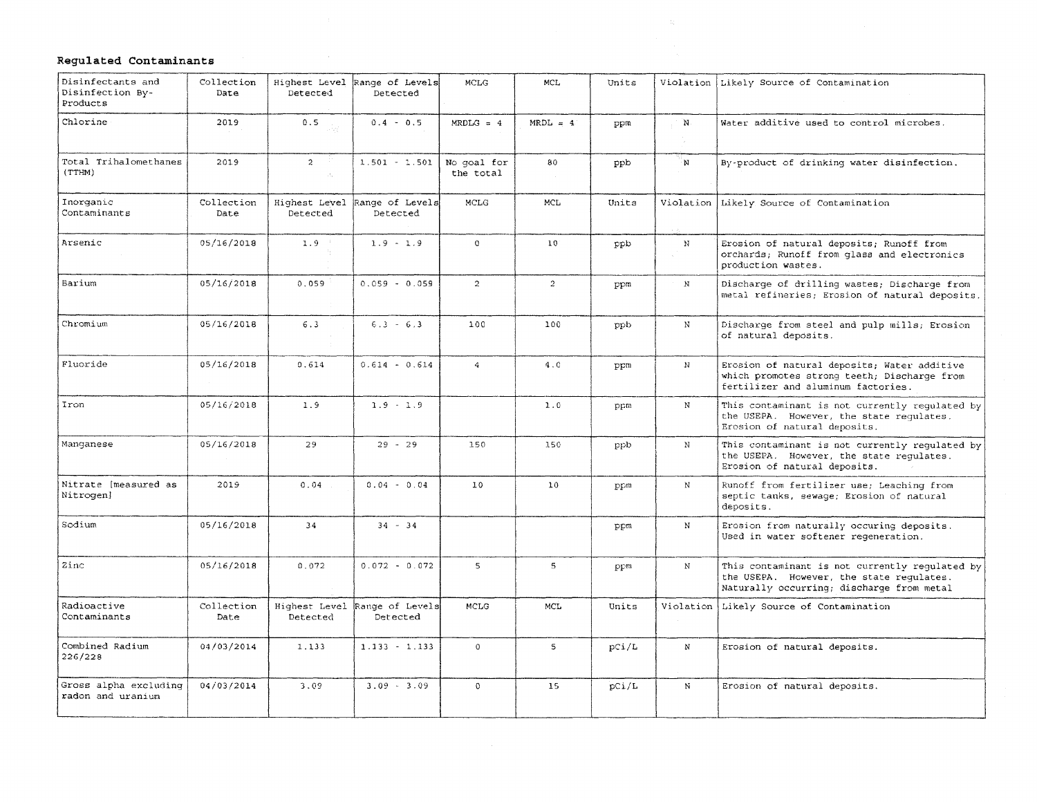**Regulated Contaminants**

| Disinfectants and Disinfection By-Products | Collection Date | Highest Level Detected | Range of Levels Detected | MCLG | MCL | Units | Violation | Likely Source of Contamination |
|---|---|---|---|---|---|---|---|---|
| Chlorine | 2019 | 0.5 | 0.4 - 0.5 | MRDLG = 4 | MRDL = 4 | ppm | N | Water additive used to control microbes. |
| Total Trihalomethanes (TTHM) | 2019 | 2 | 1.501 - 1.501 | No goal for the total | 80 | ppb | N | By-product of drinking water disinfection. |
| **Inorganic Contaminants** | **Collection Date** | **Highest Level Detected** | **Range of Levels Detected** | **MCLG** | **MCL** | **Units** | **Violation** | **Likely Source of Contamination** |
| Arsenic | 05/16/2018 | 1.9 | 1.9 - 1.9 | 0 | 10 | ppb | N | Erosion of natural deposits; Runoff from orchards; Runoff from glass and electronics production wastes. |
| Barium | 05/16/2018 | 0.059 | 0.059 - 0.059 | 2 | 2 | ppm | N | Discharge of drilling wastes; Discharge from metal refineries; Erosion of natural deposits. |
| Chromium | 05/16/2018 | 6.3 | 6.3 - 6.3 | 100 | 100 | ppb | N | Discharge from steel and pulp mills; Erosion of natural deposits. |
| Fluoride | 05/16/2018 | 0.614 | 0.614 - 0.614 | 4 | 4.0 | ppm | N | Erosion of natural deposits; Water additive which promotes strong teeth; Discharge from fertilizer and aluminum factories. |
| Iron | 05/16/2018 | 1.9 | 1.9 - 1.9 | | 1.0 | ppm | N | This contaminant is not currently regulated by the USEPA. However, the state regulates. Erosion of natural deposits. |
| Manganese | 05/16/2018 | 29 | 29 - 29 | 150 | 150 | ppb | N | This contaminant is not currently regulated by the USEPA. However, the state regulates. Erosion of natural deposits. |
| Nitrate [measured as Nitrogen] | 2019 | 0.04 | 0.04 - 0.04 | 10 | 10 | ppm | N | Runoff from fertilizer use; Leaching from septic tanks, sewage; Erosion of natural deposits. |
| Sodium | 05/16/2018 | 34 | 34 - 34 | | | ppm | N | Erosion from naturally occuring deposits. Used in water softener regeneration. |
| Zinc | 05/16/2018 | 0.072 | 0.072 - 0.072 | 5 | 5 | ppm | N | This contaminant is not currently regulated by the USEPA. However, the state regulates. Naturally occurring; discharge from metal |
| **Radioactive Contaminants** | **Collection Date** | **Highest Level Detected** | **Range of Levels Detected** | **MCLG** | **MCL** | **Units** | **Violation** | **Likely Source of Contamination** |
| Combined Radium 226/228 | 04/03/2014 | 1.133 | 1.133 - 1.133 | 0 | 5 | pCi/L | N | Erosion of natural deposits. |
| Gross alpha excluding radon and uranium | 04/03/2014 | 3.09 | 3.09 - 3.09 | 0 | 15 | pCi/L | N | Erosion of natural deposits. |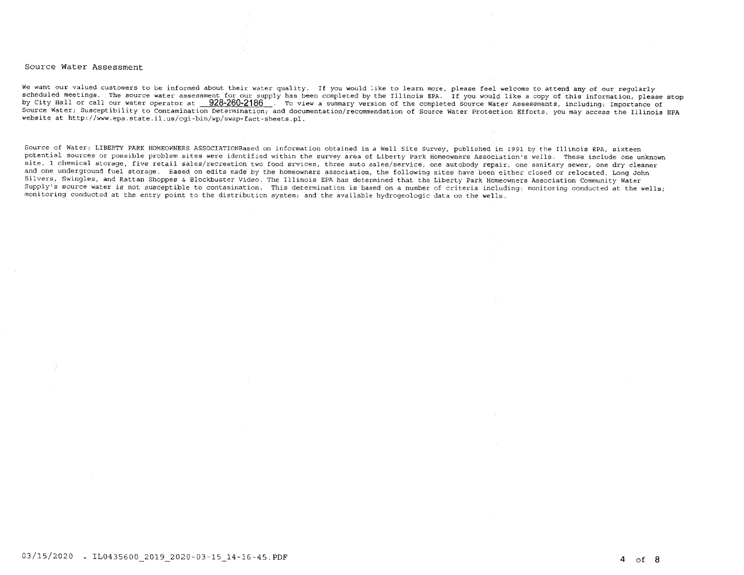## Source Water Assessment

We want our valued customers to be informed about their water quality. If you would like to learn more, please feel welcome to attend any of our regularly scheduled meetings. The source water assessment for our supply has been completed by the Illinois EPA. If you would like a copy of this information, please stop by City Hall or call our water operator at 928-260-2186 . To view a summary version of the completed Source Water Assessments, including: Importance of Source Water; Susceptibility to Contamination Determination; and documentation/recommendation of Source Water Protection Efforts, you may access the Illinois EPA website at http://www.epa.state.il.us/cgi-bin/wp/swap-fact-sheets.pl.

Source of Water: LIBERTY PARK HOMEOWNERS ASSOCIATIONBased on information obtained in a Well Site Survey, published in 1991 by the Illinois EPA, sixteen potential sources or possible problem sites were identified within the survey area of Liberty Park Homeowners Association's wells. These include one unknown site, 1 chemical storage, five retail sales/recreation two food srvices, three auto sales/service, one autobody repair, one sanitary sewer, one dry cleaner and one underground fuel storage. Based on edits made by the homeowners association, the following sites have been either closed or relocated, Long John Silvers, Swingles, and Rattan Shoppes & Blockbuster Video. The Illinois EPA has determined that the Liberty Park Homeowners Association Community Water Supply's source water is not susceptible to contamination. This determination is based on a number of criteria including: monitoring conducted at the wells; monitoring conducted at the entry point to the distribution system; and the available hydrogeologic data on the wells.